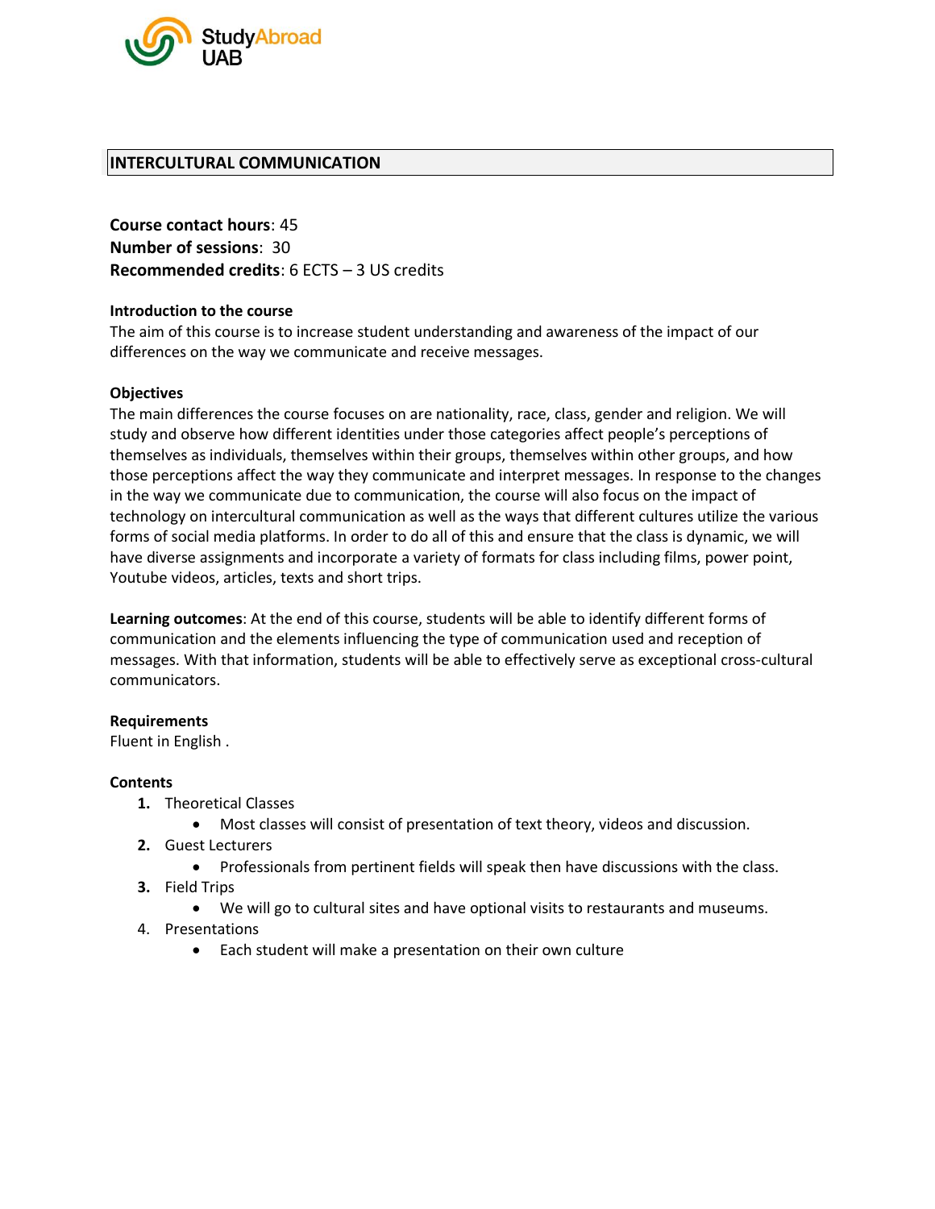# INTERCULTURAL COMMUNICATION

**Course contact hours**: 45
**Number of sessions**: 30
**Recommended credits**: 6 ECTS – 3 US credits

### Introduction to the course

The aim of this course is to increase student understanding and awareness of the impact of our differences on the way we communicate and receive messages.

### Objectives

The main differences the course focuses on are nationality, race, class, gender and religion. We will study and observe how different identities under those categories affect people's perceptions of themselves as individuals, themselves within their groups, themselves within other groups, and how those perceptions affect the way they communicate and interpret messages. In response to the changes in the way we communicate due to communication, the course will also focus on the impact of technology on intercultural communication as well as the ways that different cultures utilize the various forms of social media platforms. In order to do all of this and ensure that the class is dynamic, we will have diverse assignments and incorporate a variety of formats for class including films, power point, Youtube videos, articles, texts and short trips.

**Learning outcomes**: At the end of this course, students will be able to identify different forms of communication and the elements influencing the type of communication used and reception of messages. With that information, students will be able to effectively serve as exceptional cross-cultural communicators.

### Requirements

Fluent in English .

### Contents

1. Theoretical Classes
   - Most classes will consist of presentation of text theory, videos and discussion.
2. Guest Lecturers
   - Professionals from pertinent fields will speak then have discussions with the class.
3. Field Trips
   - We will go to cultural sites and have optional visits to restaurants and museums.
4. Presentations
   - Each student will make a presentation on their own culture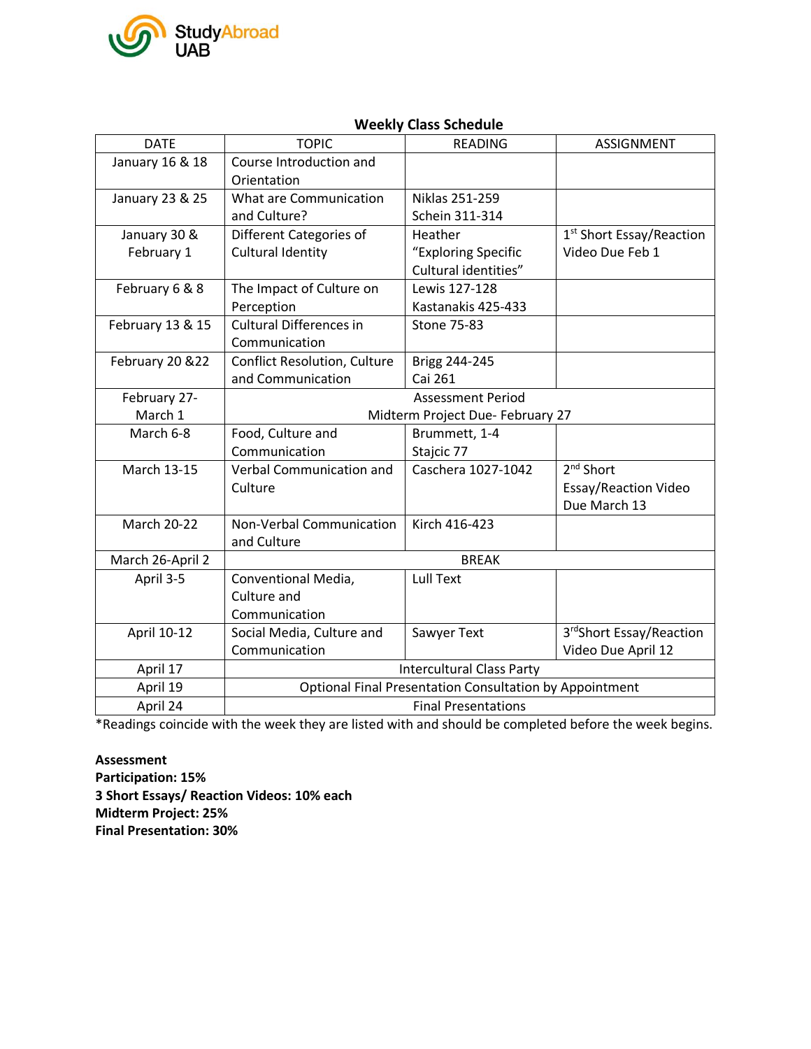## Weekly Class Schedule

| DATE | TOPIC | READING | ASSIGNMENT |
|---|---|---|---|
| January 16 & 18 | Course Introduction and Orientation | | |
| January 23 & 25 | What are Communication and Culture? | Niklas 251-259<br>Schein 311-314 | |
| January 30 & February 1 | Different Categories of Cultural Identity | Heather "Exploring Specific Cultural identities" | 1st Short Essay/Reaction Video Due Feb 1 |
| February 6 & 8 | The Impact of Culture on Perception | Lewis 127-128<br>Kastanakis 425-433 | |
| February 13 & 15 | Cultural Differences in Communication | Stone 75-83 | |
| February 20 &22 | Conflict Resolution, Culture and Communication | Brigg 244-245<br>Cai 261 | |
| February 27- March 1 | Assessment Period<br>Midterm Project Due- February 27 | | |
| March 6-8 | Food, Culture and Communication | Brummett, 1-4<br>Stajcic 77 | |
| March 13-15 | Verbal Communication and Culture | Caschera 1027-1042 | 2nd Short Essay/Reaction Video Due March 13 |
| March 20-22 | Non-Verbal Communication and Culture | Kirch 416-423 | |
| March 26-April 2 | BREAK | | |
| April 3-5 | Conventional Media, Culture and Communication | Lull Text | |
| April 10-12 | Social Media, Culture and Communication | Sawyer Text | 3rdShort Essay/Reaction Video Due April 12 |
| April 17 | Intercultural Class Party | | |
| April 19 | Optional Final Presentation Consultation by Appointment | | |
| April 24 | Final Presentations | | |

*Readings coincide with the week they are listed with and should be completed before the week begins.

**Assessment**
**Participation: 15%**
**3 Short Essays/ Reaction Videos: 10% each**
**Midterm Project: 25%**
**Final Presentation: 30%**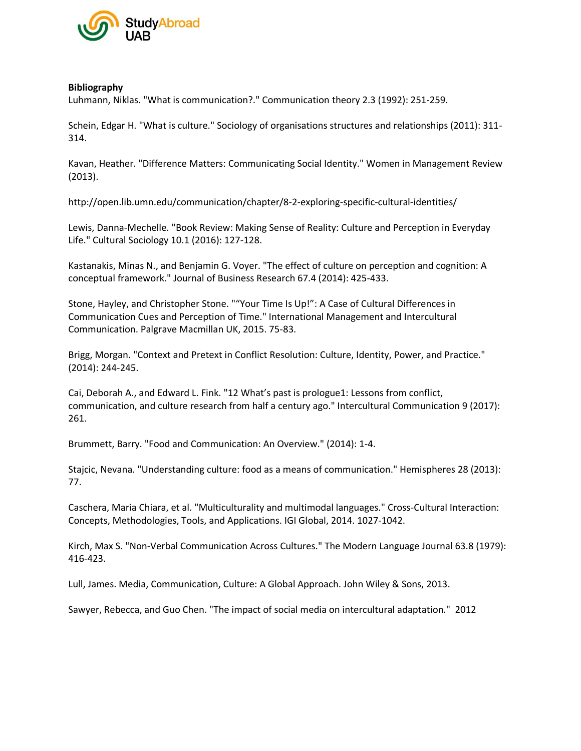**Bibliography**

Luhmann, Niklas. "What is communication?." Communication theory 2.3 (1992): 251-259.

Schein, Edgar H. "What is culture." Sociology of organisations structures and relationships (2011): 311-314.

Kavan, Heather. "Difference Matters: Communicating Social Identity." Women in Management Review (2013).

http://open.lib.umn.edu/communication/chapter/8-2-exploring-specific-cultural-identities/

Lewis, Danna-Mechelle. "Book Review: Making Sense of Reality: Culture and Perception in Everyday Life." Cultural Sociology 10.1 (2016): 127-128.

Kastanakis, Minas N., and Benjamin G. Voyer. "The effect of culture on perception and cognition: A conceptual framework." Journal of Business Research 67.4 (2014): 425-433.

Stone, Hayley, and Christopher Stone. "“Your Time Is Up!”: A Case of Cultural Differences in Communication Cues and Perception of Time." International Management and Intercultural Communication. Palgrave Macmillan UK, 2015. 75-83.

Brigg, Morgan. "Context and Pretext in Conflict Resolution: Culture, Identity, Power, and Practice." (2014): 244-245.

Cai, Deborah A., and Edward L. Fink. "12 What's past is prologue1: Lessons from conflict, communication, and culture research from half a century ago." Intercultural Communication 9 (2017): 261.

Brummett, Barry. "Food and Communication: An Overview." (2014): 1-4.

Stajcic, Nevana. "Understanding culture: food as a means of communication." Hemispheres 28 (2013): 77.

Caschera, Maria Chiara, et al. "Multiculturality and multimodal languages." Cross-Cultural Interaction: Concepts, Methodologies, Tools, and Applications. IGI Global, 2014. 1027-1042.

Kirch, Max S. "Non-Verbal Communication Across Cultures." The Modern Language Journal 63.8 (1979): 416-423.

Lull, James. Media, Communication, Culture: A Global Approach. John Wiley & Sons, 2013.

Sawyer, Rebecca, and Guo Chen. "The impact of social media on intercultural adaptation." 2012